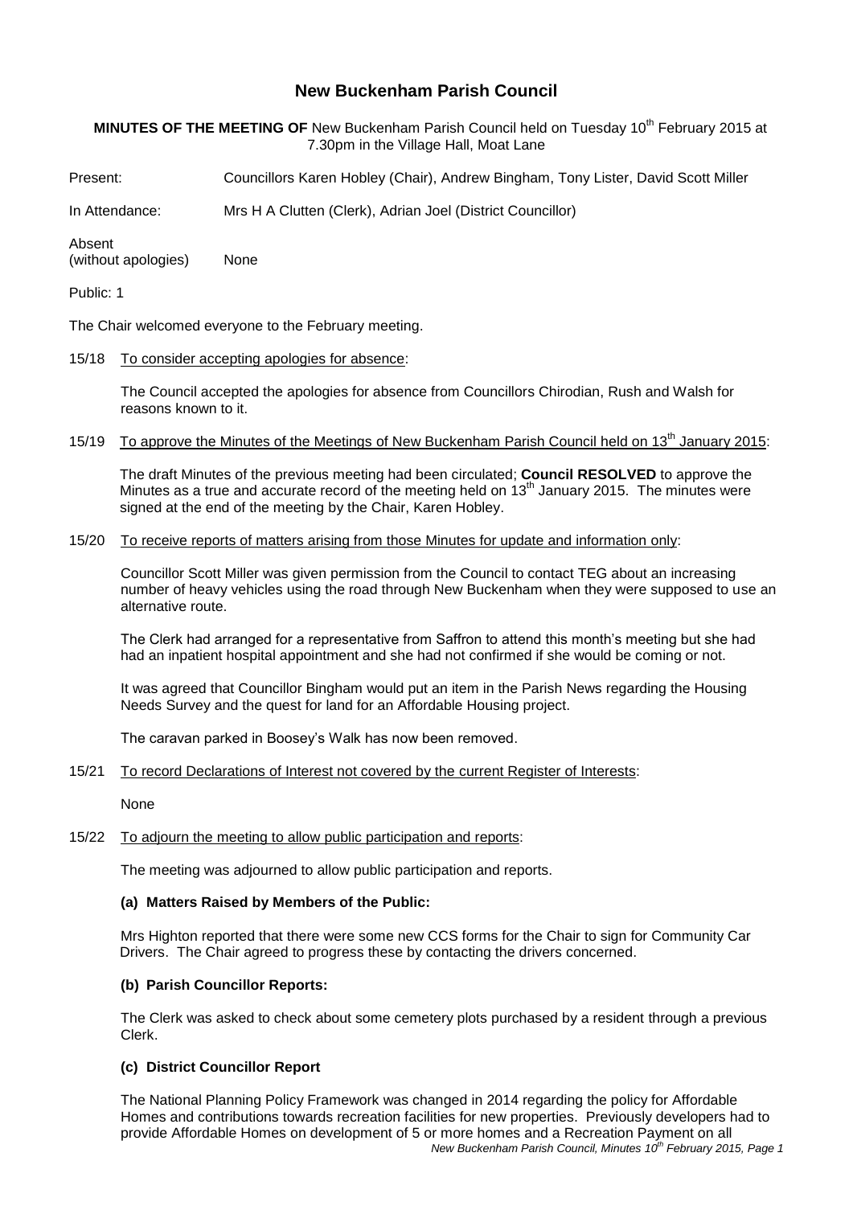# New Buckenham Parish Council

**MINUTES OF THE MEETING OF** New Buckenham Parish Council held on Tuesday 10th February 2015 at 7.30pm in the Village Hall, Moat Lane

Present: Councillors Karen Hobley (Chair), Andrew Bingham, Tony Lister, David Scott Miller

In Attendance: Mrs H A Clutten (Clerk), Adrian Joel (District Councillor)

Absent (without apologies): None

Public: 1

The Chair welcomed everyone to the February meeting.

15/18 To consider accepting apologies for absence:

The Council accepted the apologies for absence from Councillors Chirodian, Rush and Walsh for reasons known to it.

15/19 To approve the Minutes of the Meetings of New Buckenham Parish Council held on 13th January 2015:

The draft Minutes of the previous meeting had been circulated; **Council RESOLVED** to approve the Minutes as a true and accurate record of the meeting held on 13th January 2015. The minutes were signed at the end of the meeting by the Chair, Karen Hobley.

15/20 To receive reports of matters arising from those Minutes for update and information only:

Councillor Scott Miller was given permission from the Council to contact TEG about an increasing number of heavy vehicles using the road through New Buckenham when they were supposed to use an alternative route.

The Clerk had arranged for a representative from Saffron to attend this month's meeting but she had had an inpatient hospital appointment and she had not confirmed if she would be coming or not.

It was agreed that Councillor Bingham would put an item in the Parish News regarding the Housing Needs Survey and the quest for land for an Affordable Housing project.

The caravan parked in Boosey's Walk has now been removed.

15/21 To record Declarations of Interest not covered by the current Register of Interests:

None

15/22 To adjourn the meeting to allow public participation and reports:

The meeting was adjourned to allow public participation and reports.

**(a) Matters Raised by Members of the Public:**

Mrs Highton reported that there were some new CCS forms for the Chair to sign for Community Car Drivers. The Chair agreed to progress these by contacting the drivers concerned.

**(b) Parish Councillor Reports:**

The Clerk was asked to check about some cemetery plots purchased by a resident through a previous Clerk.

**(c) District Councillor Report**

The National Planning Policy Framework was changed in 2014 regarding the policy for Affordable Homes and contributions towards recreation facilities for new properties. Previously developers had to provide Affordable Homes on development of 5 or more homes and a Recreation Payment on all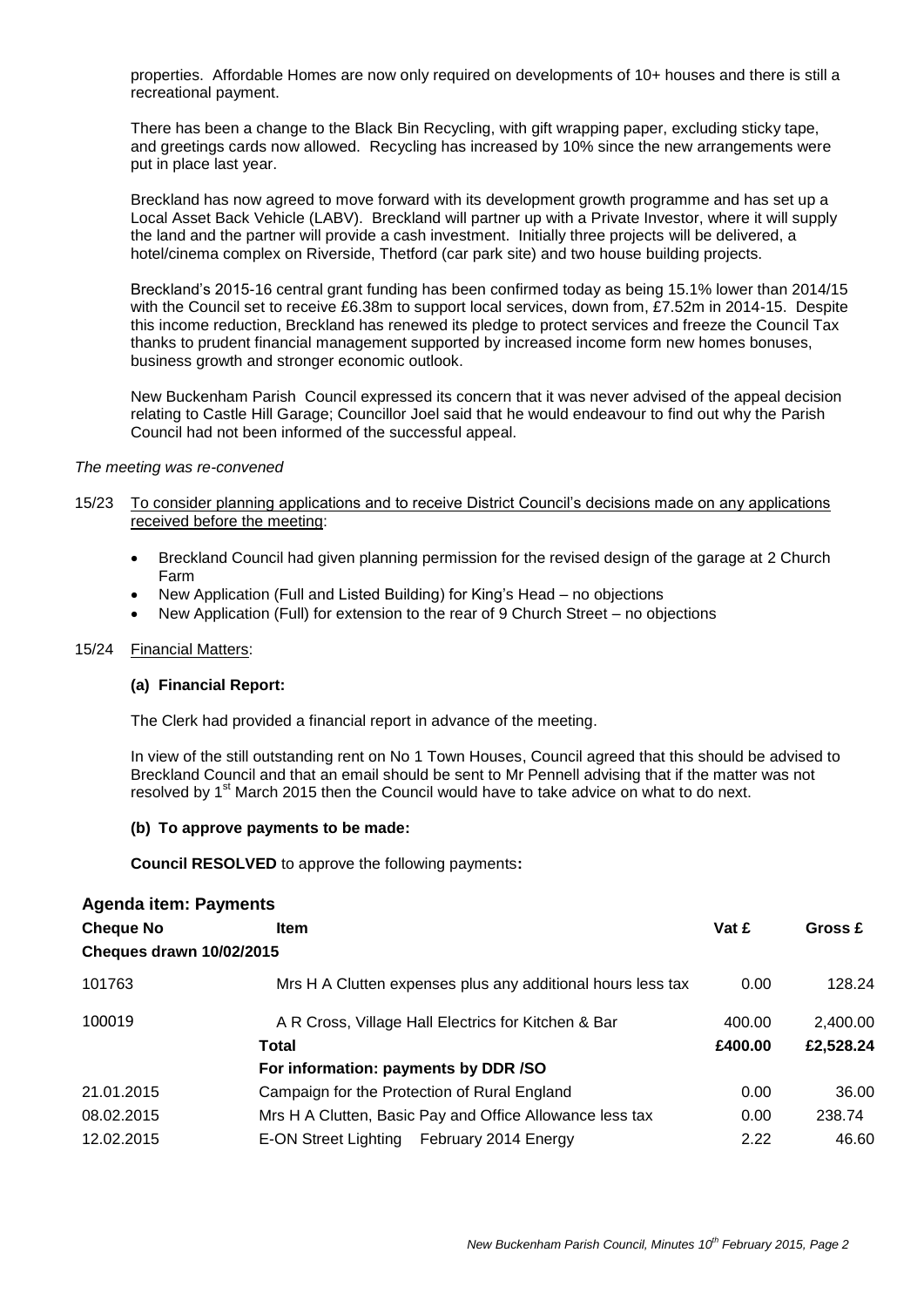properties. Affordable Homes are now only required on developments of 10+ houses and there is still a recreational payment.

There has been a change to the Black Bin Recycling, with gift wrapping paper, excluding sticky tape, and greetings cards now allowed. Recycling has increased by 10% since the new arrangements were put in place last year.

Breckland has now agreed to move forward with its development growth programme and has set up a Local Asset Back Vehicle (LABV). Breckland will partner up with a Private Investor, where it will supply the land and the partner will provide a cash investment. Initially three projects will be delivered, a hotel/cinema complex on Riverside, Thetford (car park site) and two house building projects.

Breckland's 2015-16 central grant funding has been confirmed today as being 15.1% lower than 2014/15 with the Council set to receive £6.38m to support local services, down from, £7.52m in 2014-15. Despite this income reduction, Breckland has renewed its pledge to protect services and freeze the Council Tax thanks to prudent financial management supported by increased income form new homes bonuses, business growth and stronger economic outlook.

New Buckenham Parish Council expressed its concern that it was never advised of the appeal decision relating to Castle Hill Garage; Councillor Joel said that he would endeavour to find out why the Parish Council had not been informed of the successful appeal.

*The meeting was re-convened*

15/23 To consider planning applications and to receive District Council's decisions made on any applications received before the meeting:

- Breckland Council had given planning permission for the revised design of the garage at 2 Church Farm
- New Application (Full and Listed Building) for King's Head – no objections
- New Application (Full) for extension to the rear of 9 Church Street – no objections

15/24 Financial Matters:

**(a) Financial Report:**

The Clerk had provided a financial report in advance of the meeting.

In view of the still outstanding rent on No 1 Town Houses, Council agreed that this should be advised to Breckland Council and that an email should be sent to Mr Pennell advising that if the matter was not resolved by 1st March 2015 then the Council would have to take advice on what to do next.

**(b) To approve payments to be made:**

**Council RESOLVED** to approve the following payments**:**

**Agenda item: Payments**

| **Cheque No** | **Item** | **Vat £** | **Gross £** |
|---|---|---|---|
| **Cheques drawn 10/02/2015** | | | |
| 101763 | Mrs H A Clutten expenses plus any additional hours less tax | 0.00 | 128.24 |
| 100019 | A R Cross, Village Hall Electrics for Kitchen & Bar | 400.00 | 2,400.00 |
| | **Total** | **£400.00** | **£2,528.24** |
| | **For information: payments by DDR /SO** | | |
| 21.01.2015 | Campaign for the Protection of Rural England | 0.00 | 36.00 |
| 08.02.2015 | Mrs H A Clutten, Basic Pay and Office Allowance less tax | 0.00 | 238.74 |
| 12.02.2015 | E-ON Street Lighting February 2014 Energy | 2.22 | 46.60 |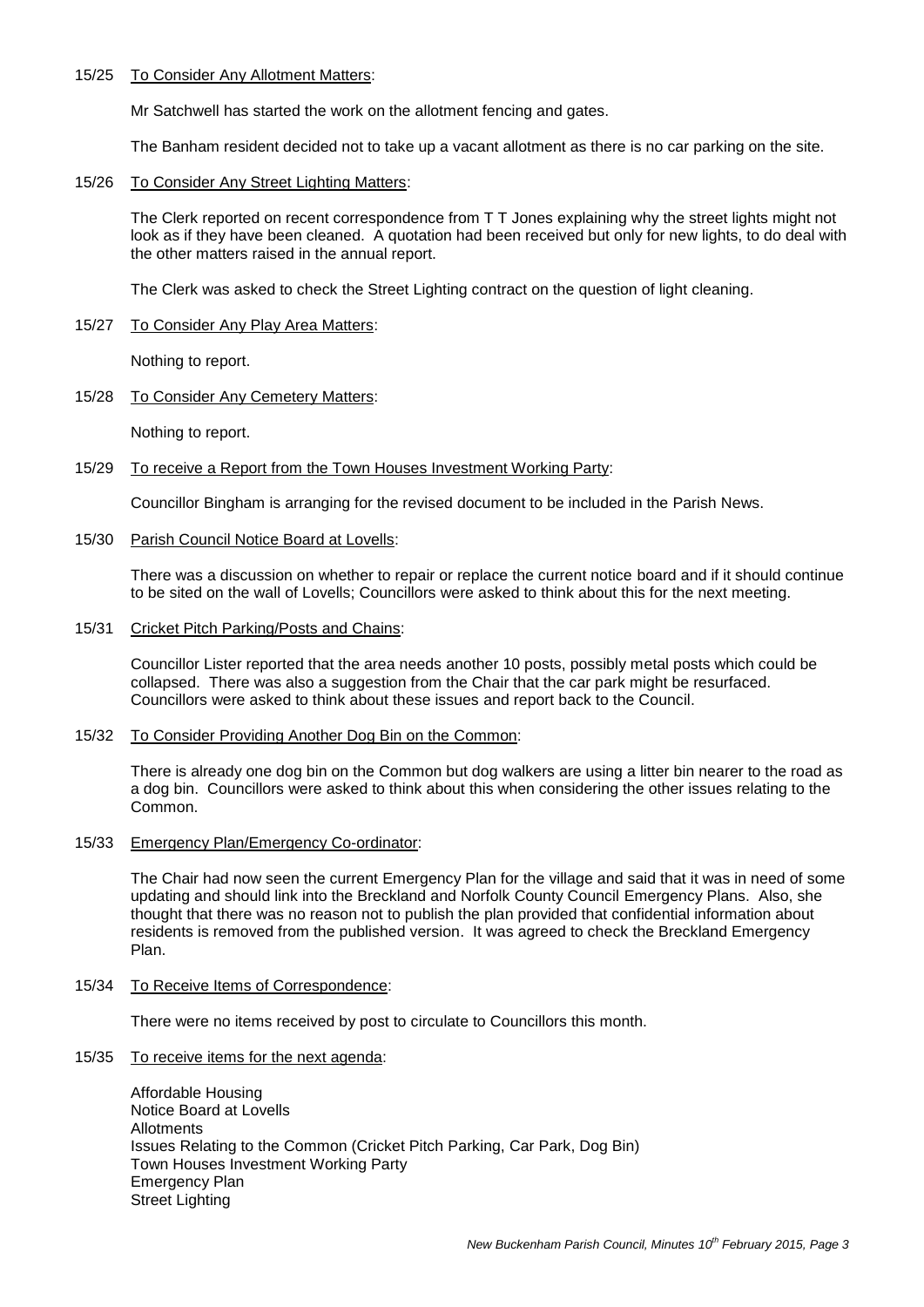15/25 <u>To Consider Any Allotment Matters</u>:

Mr Satchwell has started the work on the allotment fencing and gates.

The Banham resident decided not to take up a vacant allotment as there is no car parking on the site.

15/26 <u>To Consider Any Street Lighting Matters</u>:

The Clerk reported on recent correspondence from T T Jones explaining why the street lights might not look as if they have been cleaned. A quotation had been received but only for new lights, to do deal with the other matters raised in the annual report.

The Clerk was asked to check the Street Lighting contract on the question of light cleaning.

15/27 <u>To Consider Any Play Area Matters</u>:

Nothing to report.

15/28 <u>To Consider Any Cemetery Matters</u>:

Nothing to report.

15/29 <u>To receive a Report from the Town Houses Investment Working Party</u>:

Councillor Bingham is arranging for the revised document to be included in the Parish News.

15/30 <u>Parish Council Notice Board at Lovells</u>:

There was a discussion on whether to repair or replace the current notice board and if it should continue to be sited on the wall of Lovells; Councillors were asked to think about this for the next meeting.

15/31 <u>Cricket Pitch Parking/Posts and Chains</u>:

Councillor Lister reported that the area needs another 10 posts, possibly metal posts which could be collapsed. There was also a suggestion from the Chair that the car park might be resurfaced. Councillors were asked to think about these issues and report back to the Council.

15/32 <u>To Consider Providing Another Dog Bin on the Common</u>:

There is already one dog bin on the Common but dog walkers are using a litter bin nearer to the road as a dog bin. Councillors were asked to think about this when considering the other issues relating to the Common.

15/33 <u>Emergency Plan/Emergency Co-ordinator</u>:

The Chair had now seen the current Emergency Plan for the village and said that it was in need of some updating and should link into the Breckland and Norfolk County Council Emergency Plans. Also, she thought that there was no reason not to publish the plan provided that confidential information about residents is removed from the published version. It was agreed to check the Breckland Emergency Plan.

15/34 <u>To Receive Items of Correspondence</u>:

There were no items received by post to circulate to Councillors this month.

15/35 <u>To receive items for the next agenda</u>:

Affordable Housing
Notice Board at Lovells
Allotments
Issues Relating to the Common (Cricket Pitch Parking, Car Park, Dog Bin)
Town Houses Investment Working Party
Emergency Plan
Street Lighting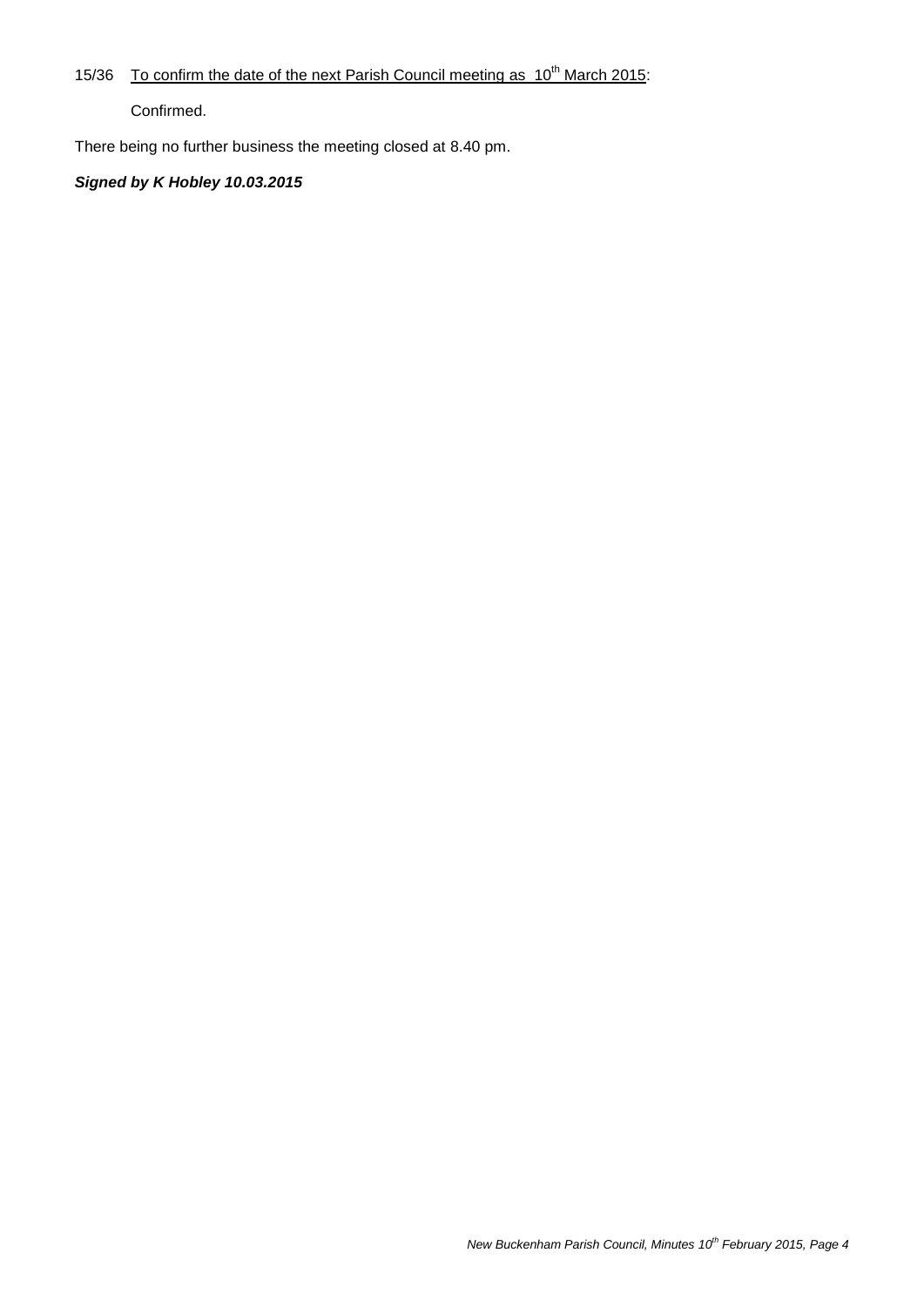15/36 To confirm the date of the next Parish Council meeting as 10th March 2015:

Confirmed.

There being no further business the meeting closed at 8.40 pm.

***Signed by K Hobley 10.03.2015***